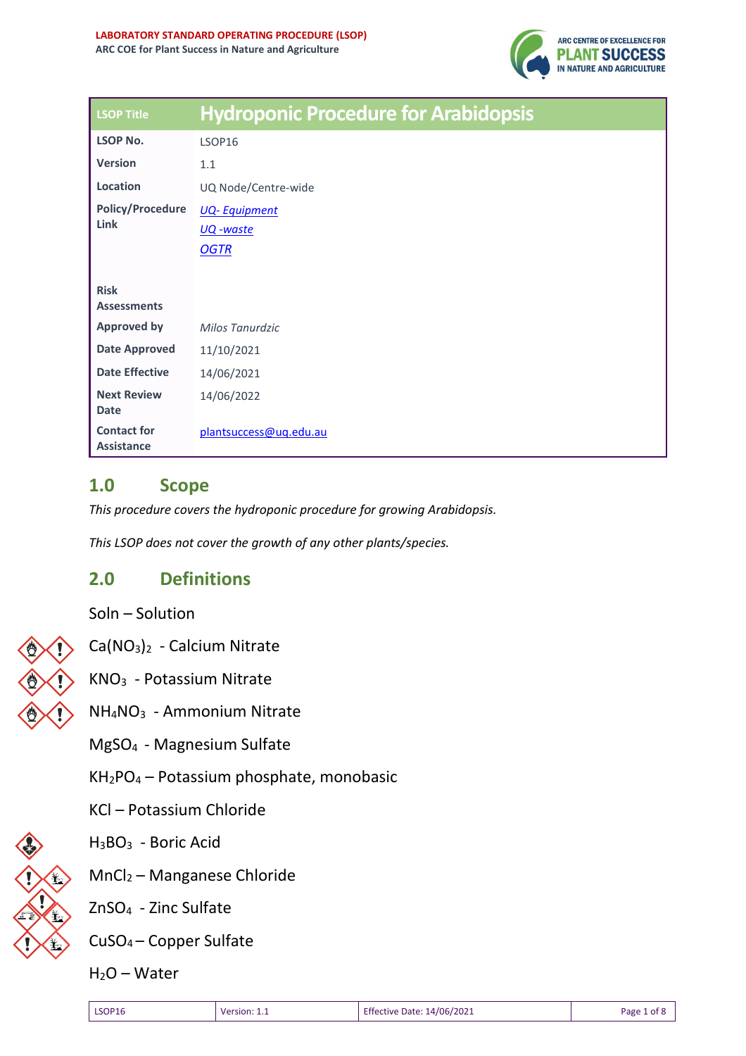**LABORATORY STANDARD OPERATING PROCEDURE (LSOP)**
**ARC COE for Plant Success in Nature and Agriculture**

| LSOP Title | Hydroponic Procedure for Arabidopsis |
| --- | --- |
| **LSOP No.** | LSOP16 |
| **Version** | 1.1 |
| **Location** | UQ Node/Centre-wide |
| **Policy/Procedure Link** | *UQ- Equipment* <br> *UQ -waste* <br> *OGTR* |
| **Risk Assessments** | |
| **Approved by** | *Milos Tanurdzic* |
| **Date Approved** | 11/10/2021 |
| **Date Effective** | 14/06/2021 |
| **Next Review Date** | 14/06/2022 |
| **Contact for Assistance** | plantsuccess@uq.edu.au |

## 1.0 Scope

*This procedure covers the hydroponic procedure for growing Arabidopsis.*

*This LSOP does not cover the growth of any other plants/species.*

## 2.0 Definitions

Soln – Solution

$Ca(NO_3)_2$ - Calcium Nitrate

$KNO_3$ - Potassium Nitrate

$NH_4NO_3$ - Ammonium Nitrate

$MgSO_4$ - Magnesium Sulfate

$KH_2PO_4$ – Potassium phosphate, monobasic

KCl – Potassium Chloride

$H_3BO_3$ - Boric Acid

$MnCl_2$ – Manganese Chloride

$ZnSO_4$ - Zinc Sulfate

$CuSO_4$ – Copper Sulfate

$H_2O$ – Water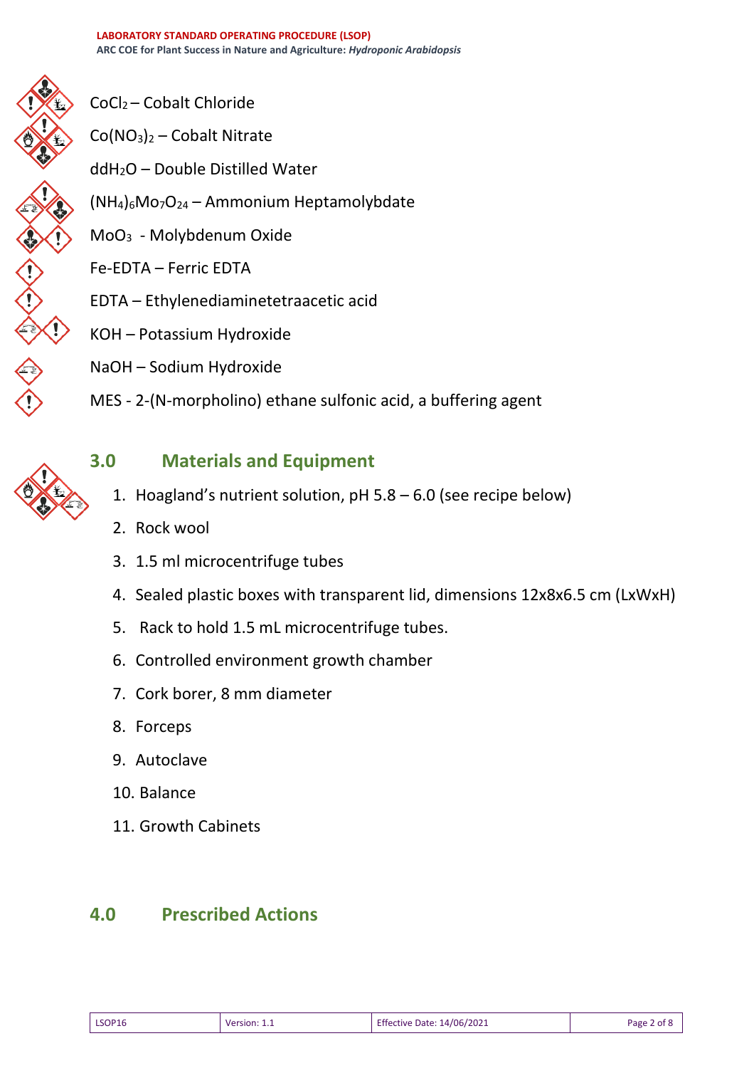$CoCl_2$ – Cobalt Chloride

$Co(NO_3)_2$ – Cobalt Nitrate

$ddH_2O$ – Double Distilled Water

$(NH_4)_6Mo_7O_{24}$ – Ammonium Heptamolybdate

$MoO_3$ - Molybdenum Oxide

Fe-EDTA – Ferric EDTA

EDTA – Ethylenediaminetetraacetic acid

KOH – Potassium Hydroxide

NaOH – Sodium Hydroxide

MES - 2-(N-morpholino) ethane sulfonic acid, a buffering agent

## 3.0 Materials and Equipment

1. Hoagland's nutrient solution, pH 5.8 – 6.0 (see recipe below)
2. Rock wool
3. 1.5 ml microcentrifuge tubes
4. Sealed plastic boxes with transparent lid, dimensions 12x8x6.5 cm (LxWxH)
5. Rack to hold 1.5 mL microcentrifuge tubes.
6. Controlled environment growth chamber
7. Cork borer, 8 mm diameter
8. Forceps
9. Autoclave
10. Balance
11. Growth Cabinets

## 4.0 Prescribed Actions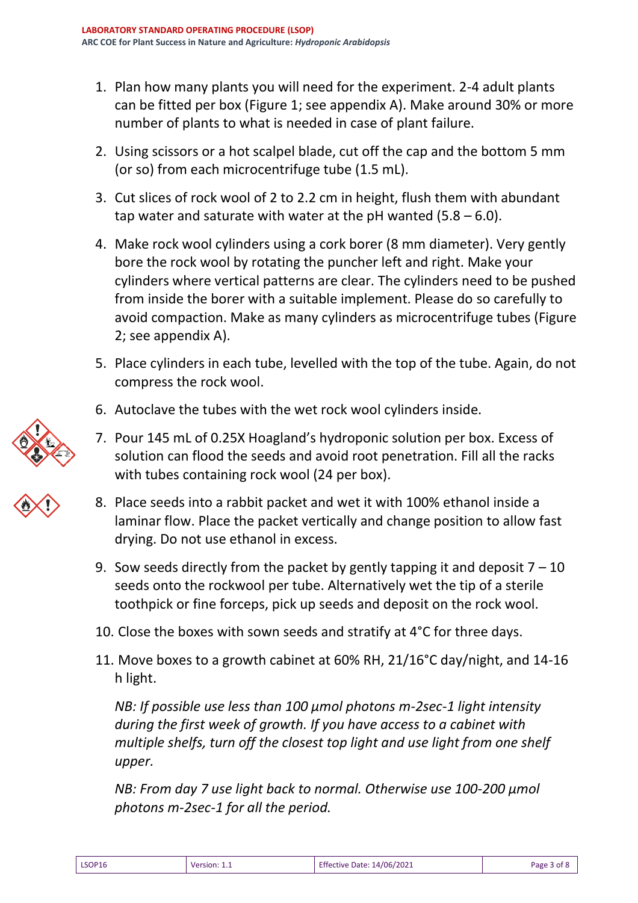1. Plan how many plants you will need for the experiment. 2-4 adult plants can be fitted per box (Figure 1; see appendix A). Make around 30% or more number of plants to what is needed in case of plant failure.

2. Using scissors or a hot scalpel blade, cut off the cap and the bottom 5 mm (or so) from each microcentrifuge tube (1.5 mL).

3. Cut slices of rock wool of 2 to 2.2 cm in height, flush them with abundant tap water and saturate with water at the pH wanted (5.8 – 6.0).

4. Make rock wool cylinders using a cork borer (8 mm diameter). Very gently bore the rock wool by rotating the puncher left and right. Make your cylinders where vertical patterns are clear. The cylinders need to be pushed from inside the borer with a suitable implement. Please do so carefully to avoid compaction. Make as many cylinders as microcentrifuge tubes (Figure 2; see appendix A).

5. Place cylinders in each tube, levelled with the top of the tube. Again, do not compress the rock wool.

6. Autoclave the tubes with the wet rock wool cylinders inside.

7. Pour 145 mL of 0.25X Hoagland's hydroponic solution per box. Excess of solution can flood the seeds and avoid root penetration. Fill all the racks with tubes containing rock wool (24 per box).

8. Place seeds into a rabbit packet and wet it with 100% ethanol inside a laminar flow. Place the packet vertically and change position to allow fast drying. Do not use ethanol in excess.

9. Sow seeds directly from the packet by gently tapping it and deposit 7 – 10 seeds onto the rockwool per tube. Alternatively wet the tip of a sterile toothpick or fine forceps, pick up seeds and deposit on the rock wool.

10. Close the boxes with sown seeds and stratify at 4°C for three days.

11. Move boxes to a growth cabinet at 60% RH, 21/16°C day/night, and 14-16 h light.

    *NB: If possible use less than 100 µmol photons m-2sec-1 light intensity during the first week of growth. If you have access to a cabinet with multiple shelfs, turn off the closest top light and use light from one shelf upper.*

    *NB: From day 7 use light back to normal. Otherwise use 100-200 µmol photons m-2sec-1 for all the period.*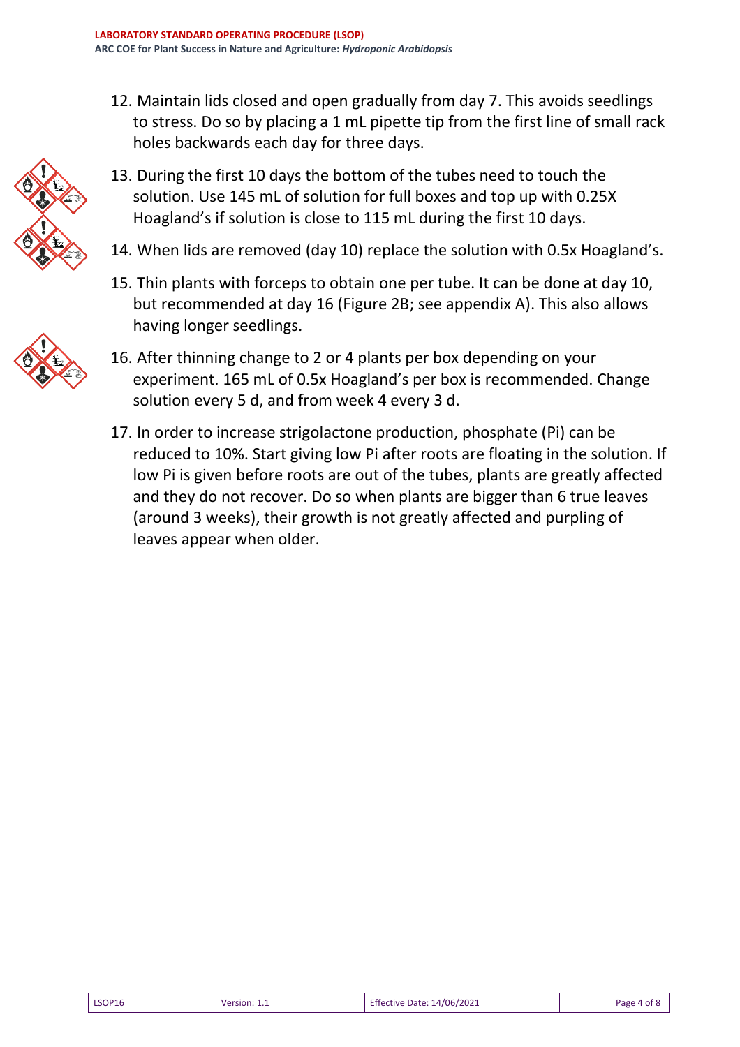12. Maintain lids closed and open gradually from day 7. This avoids seedlings to stress. Do so by placing a 1 mL pipette tip from the first line of small rack holes backwards each day for three days.

13. During the first 10 days the bottom of the tubes need to touch the solution. Use 145 mL of solution for full boxes and top up with 0.25X Hoagland's if solution is close to 115 mL during the first 10 days.

14. When lids are removed (day 10) replace the solution with 0.5x Hoagland's.

15. Thin plants with forceps to obtain one per tube. It can be done at day 10, but recommended at day 16 (Figure 2B; see appendix A). This also allows having longer seedlings.

16. After thinning change to 2 or 4 plants per box depending on your experiment. 165 mL of 0.5x Hoagland's per box is recommended. Change solution every 5 d, and from week 4 every 3 d.

17. In order to increase strigolactone production, phosphate (Pi) can be reduced to 10%. Start giving low Pi after roots are floating in the solution. If low Pi is given before roots are out of the tubes, plants are greatly affected and they do not recover. Do so when plants are bigger than 6 true leaves (around 3 weeks), their growth is not greatly affected and purpling of leaves appear when older.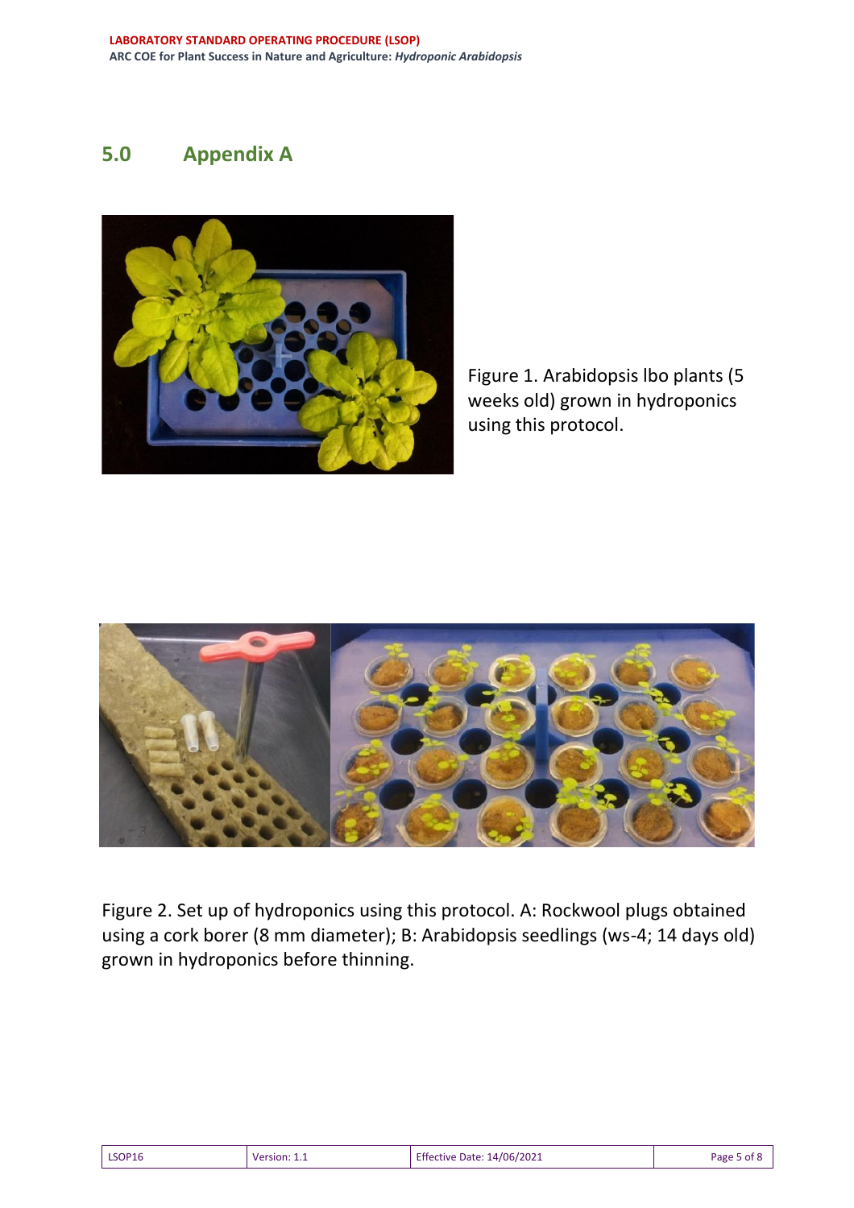## 5.0 Appendix A

Figure 1. Arabidopsis lbo plants (5 weeks old) grown in hydroponics using this protocol.

Figure 2. Set up of hydroponics using this protocol. A: Rockwool plugs obtained using a cork borer (8 mm diameter); B: Arabidopsis seedlings (ws-4; 14 days old) grown in hydroponics before thinning.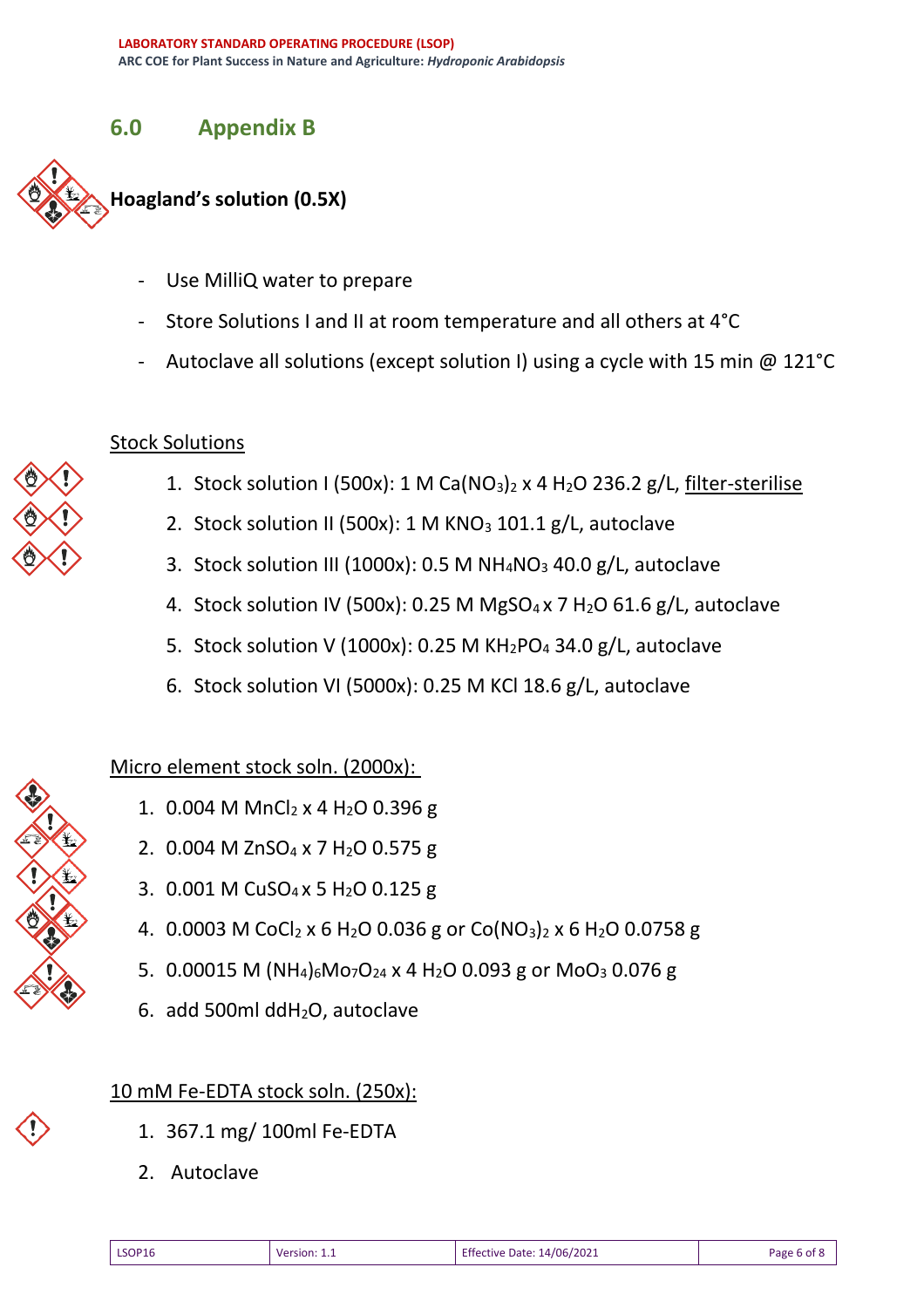# 6.0 Appendix B

## Hoagland's solution (0.5X)

- Use MilliQ water to prepare
- Store Solutions I and II at room temperature and all others at 4°C
- Autoclave all solutions (except solution I) using a cycle with 15 min @ 121°C

### Stock Solutions

1. Stock solution I (500x): 1 M $Ca(NO_3)_2 \times 4\ H_2O$ 236.2 g/L, filter-sterilise
2. Stock solution II (500x): 1 M $KNO_3$ 101.1 g/L, autoclave
3. Stock solution III (1000x): 0.5 M $NH_4NO_3$ 40.0 g/L, autoclave
4. Stock solution IV (500x): 0.25 M $MgSO_4 \times 7\ H_2O$ 61.6 g/L, autoclave
5. Stock solution V (1000x): 0.25 M $KH_2PO_4$ 34.0 g/L, autoclave
6. Stock solution VI (5000x): 0.25 M KCl 18.6 g/L, autoclave

### Micro element stock soln. (2000x):

1. 0.004 M $MnCl_2 \times 4\ H_2O$ 0.396 g
2. 0.004 M $ZnSO_4 \times 7\ H_2O$ 0.575 g
3. 0.001 M $CuSO_4 \times 5\ H_2O$ 0.125 g
4. 0.0003 M $CoCl_2 \times 6\ H_2O$ 0.036 g or $Co(NO_3)_2 \times 6\ H_2O$ 0.0758 g
5. 0.00015 M $(NH_4)_6Mo_7O_{24} \times 4\ H_2O$ 0.093 g or $MoO_3$ 0.076 g
6. add 500ml dd$H_2O$, autoclave

### 10 mM Fe-EDTA stock soln. (250x):

1. 367.1 mg/ 100ml Fe-EDTA
2. Autoclave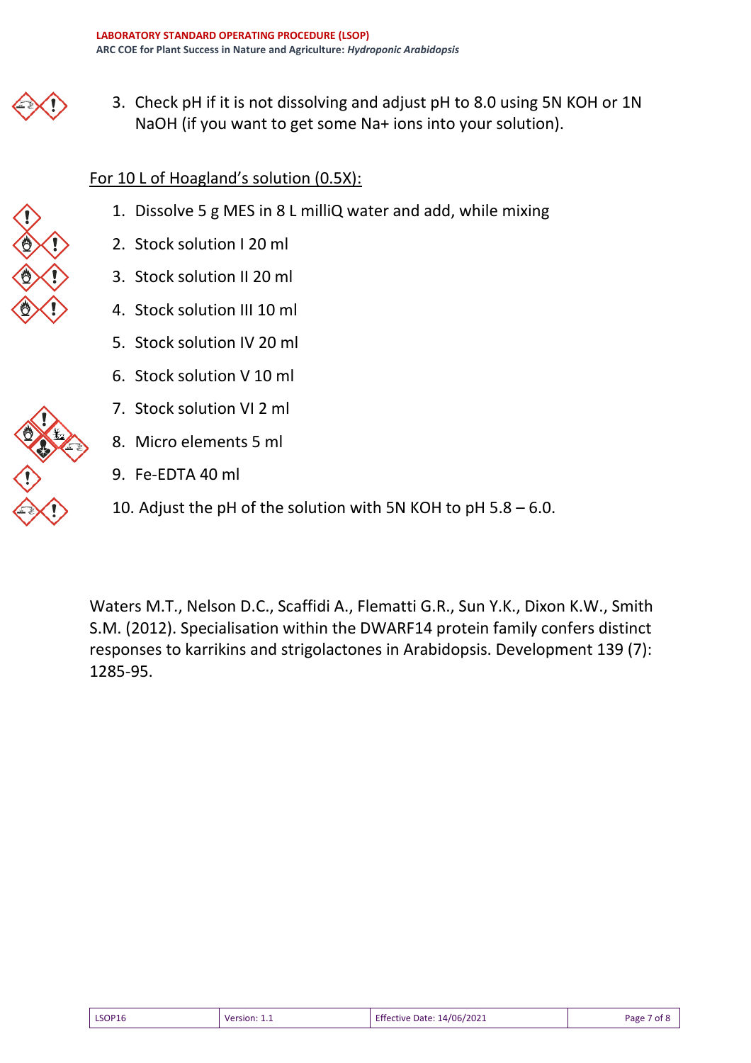3. Check pH if it is not dissolving and adjust pH to 8.0 using 5N KOH or 1N NaOH (if you want to get some $Na^{+}$ ions into your solution).

<u>For 10 L of Hoagland's solution (0.5X):</u>

1. Dissolve 5 g MES in 8 L milliQ water and add, while mixing
2. Stock solution I 20 ml
3. Stock solution II 20 ml
4. Stock solution III 10 ml
5. Stock solution IV 20 ml
6. Stock solution V 10 ml
7. Stock solution VI 2 ml
8. Micro elements 5 ml
9. Fe-EDTA 40 ml
10. Adjust the pH of the solution with 5N KOH to pH 5.8 – 6.0.

Waters M.T., Nelson D.C., Scaffidi A., Flematti G.R., Sun Y.K., Dixon K.W., Smith S.M. (2012). Specialisation within the DWARF14 protein family confers distinct responses to karrikins and strigolactones in Arabidopsis. Development 139 (7): 1285-95.